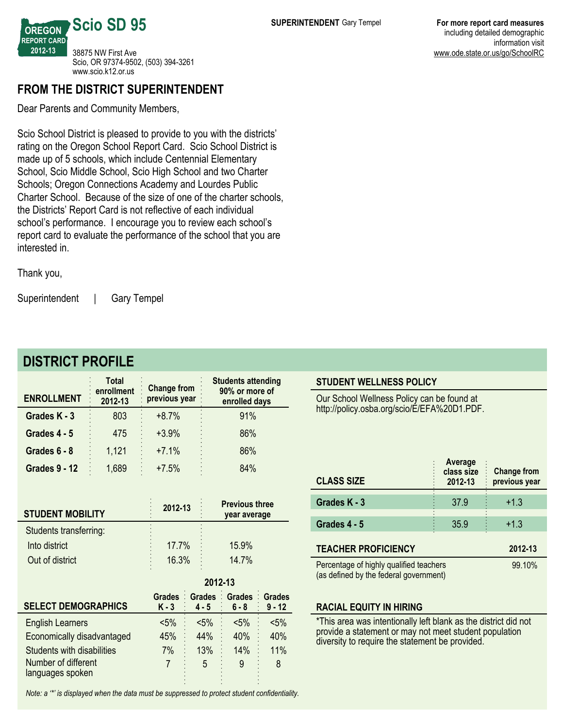# Scio SD 95

OREGON REPORT CARD 2012-13

38875 NW First Ave
Scio, OR 97374-9502, (503) 394-3261
www.scio.k12.or.us

**SUPERINTENDENT** Gary Tempel

**For more report card measures** including detailed demographic information visit www.ode.state.or.us/go/SchoolRC

## FROM THE DISTRICT SUPERINTENDENT

Dear Parents and Community Members,

Scio School District is pleased to provide to you with the districts' rating on the Oregon School Report Card. Scio School District is made up of 5 schools, which include Centennial Elementary School, Scio Middle School, Scio High School and two Charter Schools; Oregon Connections Academy and Lourdes Public Charter School. Because of the size of one of the charter schools, the Districts' Report Card is not reflective of each individual school's performance. I encourage you to review each school's report card to evaluate the performance of the school that you are interested in.

Thank you,

Superintendent | Gary Tempel

## DISTRICT PROFILE

| ENROLLMENT | Total enrollment 2012-13 | Change from previous year | Students attending 90% or more of enrolled days |
|---|---|---|---|
| Grades K - 3 | 803 | +8.7% | 91% |
| Grades 4 - 5 | 475 | +3.9% | 86% |
| Grades 6 - 8 | 1,121 | +7.1% | 86% |
| Grades 9 - 12 | 1,689 | +7.5% | 84% |

| STUDENT MOBILITY | 2012-13 | Previous three year average |
|---|---|---|
| Students transferring: | | |
| Into district | 17.7% | 15.9% |
| Out of district | 16.3% | 14.7% |

| SELECT DEMOGRAPHICS | 2012-13 Grades K - 3 | Grades 4 - 5 | Grades 6 - 8 | Grades 9 - 12 |
|---|---|---|---|---|
| English Learners | <5% | <5% | <5% | <5% |
| Economically disadvantaged | 45% | 44% | 40% | 40% |
| Students with disabilities | 7% | 13% | 14% | 11% |
| Number of different languages spoken | 7 | 5 | 9 | 8 |

*Note: a '*' is displayed when the data must be suppressed to protect student confidentiality.*

### STUDENT WELLNESS POLICY

Our School Wellness Policy can be found at http://policy.osba.org/scio/E/EFA%20D1.PDF.

| CLASS SIZE | Average class size 2012-13 | Change from previous year |
|---|---|---|
| Grades K - 3 | 37.9 | +1.3 |
| Grades 4 - 5 | 35.9 | +1.3 |

| TEACHER PROFICIENCY | 2012-13 |
|---|---|
| Percentage of highly qualified teachers (as defined by the federal government) | 99.10% |

### RACIAL EQUITY IN HIRING

*This area was intentionally left blank as the district did not provide a statement or may not meet student population diversity to require the statement be provided.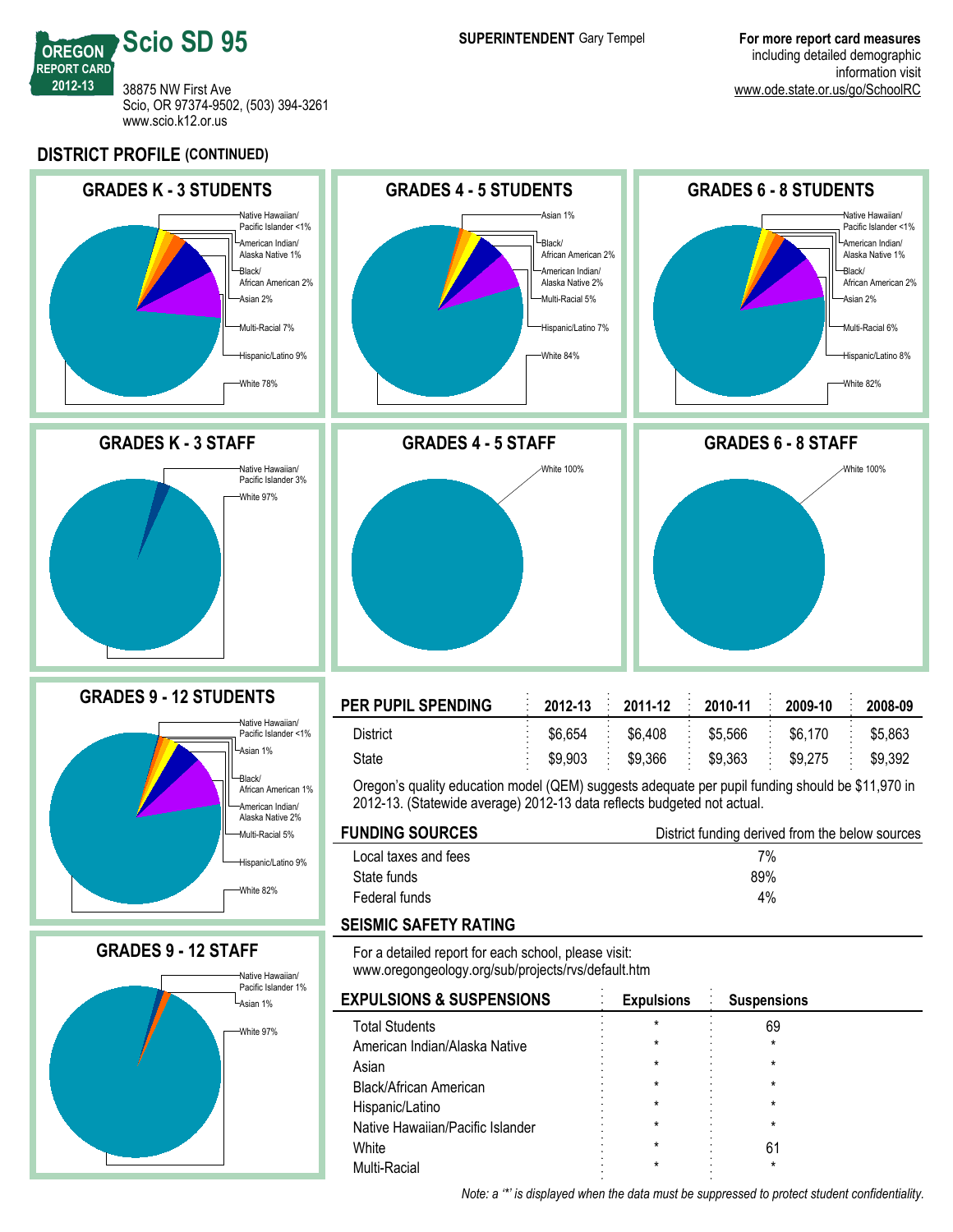# Scio SD 95

OREGON REPORT CARD 2012-13

38875 NW First Ave
Scio, OR 97374-9502, (503) 394-3261
www.scio.k12.or.us

**SUPERINTENDENT** Gary Tempel

**For more report card measures** including detailed demographic information visit www.ode.state.or.us/go/SchoolRC

## DISTRICT PROFILE (CONTINUED)

### GRADES K - 3 STUDENTS

- Native Hawaiian/Pacific Islander <1%
- American Indian/Alaska Native 1%
- Black/African American 2%
- Asian 2%
- Multi-Racial 7%
- Hispanic/Latino 9%
- White 78%

### GRADES 4 - 5 STUDENTS

- Asian 1%
- Black/African American 2%
- American Indian/Alaska Native 2%
- Multi-Racial 5%
- Hispanic/Latino 7%
- White 84%

### GRADES 6 - 8 STUDENTS

- Native Hawaiian/Pacific Islander <1%
- American Indian/Alaska Native 1%
- Black/African American 2%
- Asian 2%
- Multi-Racial 6%
- Hispanic/Latino 8%
- White 82%

### GRADES K - 3 STAFF

- Native Hawaiian/Pacific Islander 3%
- White 97%

### GRADES 4 - 5 STAFF

- White 100%

### GRADES 6 - 8 STAFF

- White 100%

### GRADES 9 - 12 STUDENTS

- Native Hawaiian/Pacific Islander <1%
- Asian 1%
- Black/African American 1%
- American Indian/Alaska Native 2%
- Multi-Racial 5%
- Hispanic/Latino 9%
- White 82%

### GRADES 9 - 12 STAFF

- Native Hawaiian/Pacific Islander 1%
- Asian 1%
- White 97%

### PER PUPIL SPENDING

| | 2012-13 | 2011-12 | 2010-11 | 2009-10 | 2008-09 |
|---|---|---|---|---|---|
| District | $6,654 | $6,408 | $5,566 | $6,170 | $5,863 |
| State | $9,903 | $9,366 | $9,363 | $9,275 | $9,392 |

Oregon's quality education model (QEM) suggests adequate per pupil funding should be $11,970 in 2012-13. (Statewide average) 2012-13 data reflects budgeted not actual.

### FUNDING SOURCES

| | District funding derived from the below sources |
|---|---|
| Local taxes and fees | 7% |
| State funds | 89% |
| Federal funds | 4% |

### SEISMIC SAFETY RATING

For a detailed report for each school, please visit:
www.oregongeology.org/sub/projects/rvs/default.htm

### EXPULSIONS & SUSPENSIONS

| | Expulsions | Suspensions |
|---|---|---|
| Total Students | * | 69 |
| American Indian/Alaska Native | * | * |
| Asian | * | * |
| Black/African American | * | * |
| Hispanic/Latino | * | * |
| Native Hawaiian/Pacific Islander | * | * |
| White | * | 61 |
| Multi-Racial | * | * |

*Note: a '*' is displayed when the data must be suppressed to protect student confidentiality.*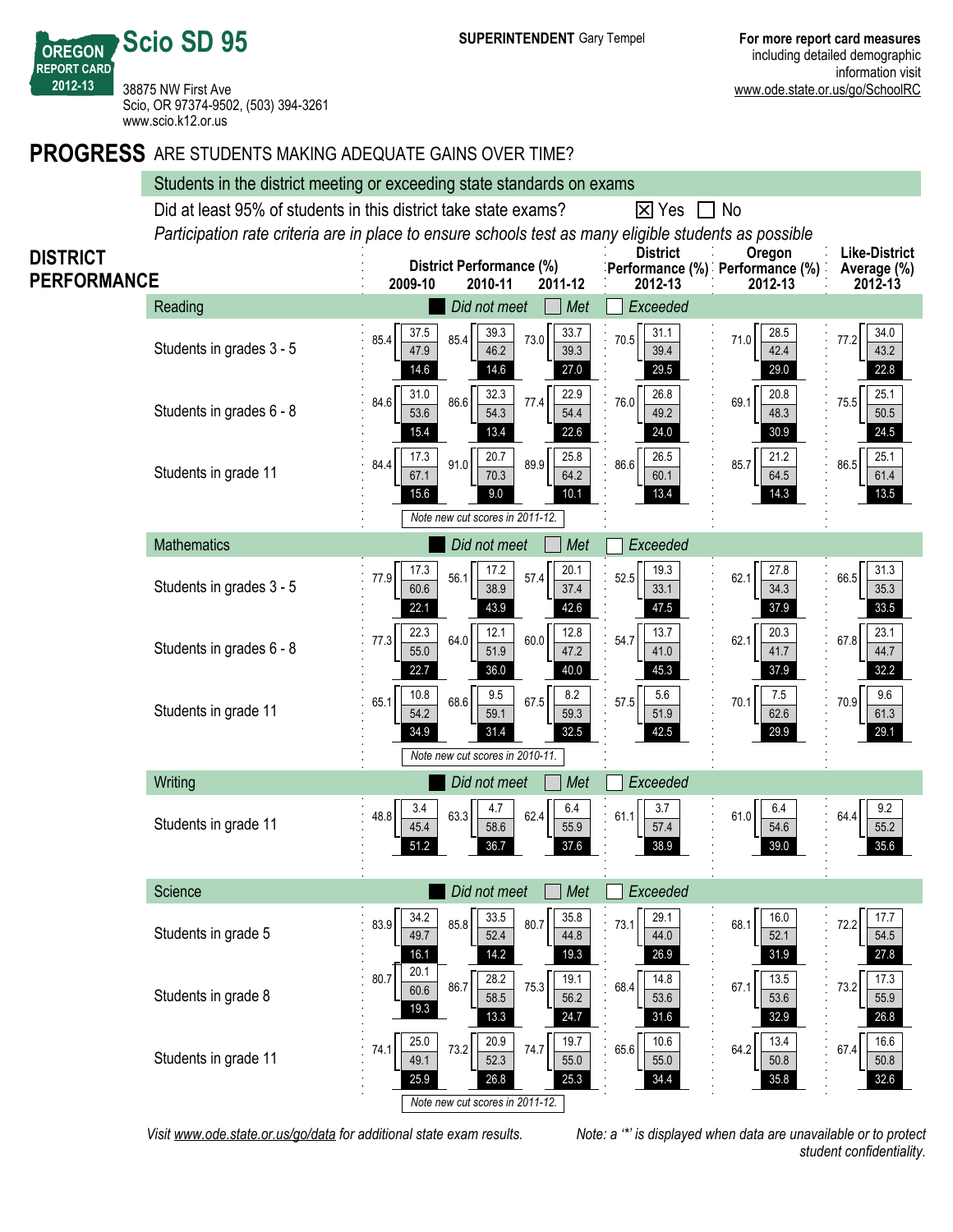# Scio SD 95

OREGON REPORT CARD 2012-13

38875 NW First Ave
Scio, OR 97374-9502, (503) 394-3261
www.scio.k12.or.us

**SUPERINTENDENT** Gary Tempel

**For more report card measures** including detailed demographic information visit www.ode.state.or.us/go/SchoolRC

## PROGRESS ARE STUDENTS MAKING ADEQUATE GAINS OVER TIME?

### Students in the district meeting or exceeding state standards on exams

Did at least 95% of students in this district take state exams? ☒ Yes ☐ No

*Participation rate criteria are in place to ensure schools test as many eligible students as possible*

## DISTRICT PERFORMANCE

Values shown as: Total met or exceeded (Exceeded / Met / Did not meet)

| Subject / Group | District 2009-10 | District 2010-11 | District 2011-12 | District Performance (%) 2012-13 | Oregon Performance (%) 2012-13 | Like-District Average (%) 2012-13 |
|---|---|---|---|---|---|---|
| **Reading** | | | | | | |
| Students in grades 3 - 5 | 85.4 (37.5 / 47.9 / 14.6) | 85.4 (39.3 / 46.2 / 14.6) | 73.0 (33.7 / 39.3 / 27.0) | 70.5 (31.1 / 39.4 / 29.5) | 71.0 (28.5 / 42.4 / 29.0) | 77.2 (34.0 / 43.2 / 22.8) |
| Students in grades 6 - 8 | 84.6 (31.0 / 53.6 / 15.4) | 86.6 (32.3 / 54.3 / 13.4) | 77.4 (22.9 / 54.4 / 22.6) | 76.0 (26.8 / 49.2 / 24.0) | 69.1 (20.8 / 48.3 / 30.9) | 75.5 (25.1 / 50.5 / 24.5) |
| Students in grade 11 | 84.4 (17.3 / 67.1 / 15.6) | 91.0 (20.7 / 70.3 / 9.0) | 89.9 (25.8 / 64.2 / 10.1) | 86.6 (26.5 / 60.1 / 13.4) | 85.7 (21.2 / 64.5 / 14.3) | 86.5 (25.1 / 61.4 / 13.5) |
| *Note new cut scores in 2011-12.* | | | | | | |
| **Mathematics** | | | | | | |
| Students in grades 3 - 5 | 77.9 (17.3 / 60.6 / 22.1) | 56.1 (17.2 / 38.9 / 43.9) | 57.4 (20.1 / 37.4 / 42.6) | 52.5 (19.3 / 33.1 / 47.5) | 62.1 (27.8 / 34.3 / 37.9) | 66.5 (31.3 / 35.3 / 33.5) |
| Students in grades 6 - 8 | 77.3 (22.3 / 55.0 / 22.7) | 64.0 (12.1 / 51.9 / 36.0) | 60.0 (12.8 / 47.2 / 40.0) | 54.7 (13.7 / 41.0 / 45.3) | 62.1 (20.3 / 41.7 / 37.9) | 67.8 (23.1 / 44.7 / 32.2) |
| Students in grade 11 | 65.1 (10.8 / 54.2 / 34.9) | 68.6 (9.5 / 59.1 / 31.4) | 67.5 (8.2 / 59.3 / 32.5) | 57.5 (5.6 / 51.9 / 42.5) | 70.1 (7.5 / 62.6 / 29.9) | 70.9 (9.6 / 61.3 / 29.1) |
| *Note new cut scores in 2010-11.* | | | | | | |
| **Writing** | | | | | | |
| Students in grade 11 | 48.8 (3.4 / 45.4 / 51.2) | 63.3 (4.7 / 58.6 / 36.7) | 62.4 (6.4 / 55.9 / 37.6) | 61.1 (3.7 / 57.4 / 38.9) | 61.0 (6.4 / 54.6 / 39.0) | 64.4 (9.2 / 55.2 / 35.6) |
| **Science** | | | | | | |
| Students in grade 5 | 83.9 (34.2 / 49.7 / 16.1) | 85.8 (33.5 / 52.4 / 14.2) | 80.7 (35.8 / 44.8 / 19.3) | 73.1 (29.1 / 44.0 / 26.9) | 68.1 (16.0 / 52.1 / 31.9) | 72.2 (17.7 / 54.5 / 27.8) |
| Students in grade 8 | 80.7 (20.1 / 60.6 / 19.3) | 86.7 (28.2 / 58.5 / 13.3) | 75.3 (19.1 / 56.2 / 24.7) | 68.4 (14.8 / 53.6 / 31.6) | 67.1 (13.5 / 53.6 / 32.9) | 73.2 (17.3 / 55.9 / 26.8) |
| Students in grade 11 | 74.1 (25.0 / 49.1 / 25.9) | 73.2 (20.9 / 52.3 / 26.8) | 74.7 (19.7 / 55.0 / 25.3) | 65.6 (10.6 / 55.0 / 34.4) | 64.2 (13.4 / 50.8 / 35.8) | 67.4 (16.6 / 50.8 / 32.6) |
| *Note new cut scores in 2011-12.* | | | | | | |

*Visit www.ode.state.or.us/go/data for additional state exam results.*

*Note: a '\*' is displayed when data are unavailable or to protect student confidentiality.*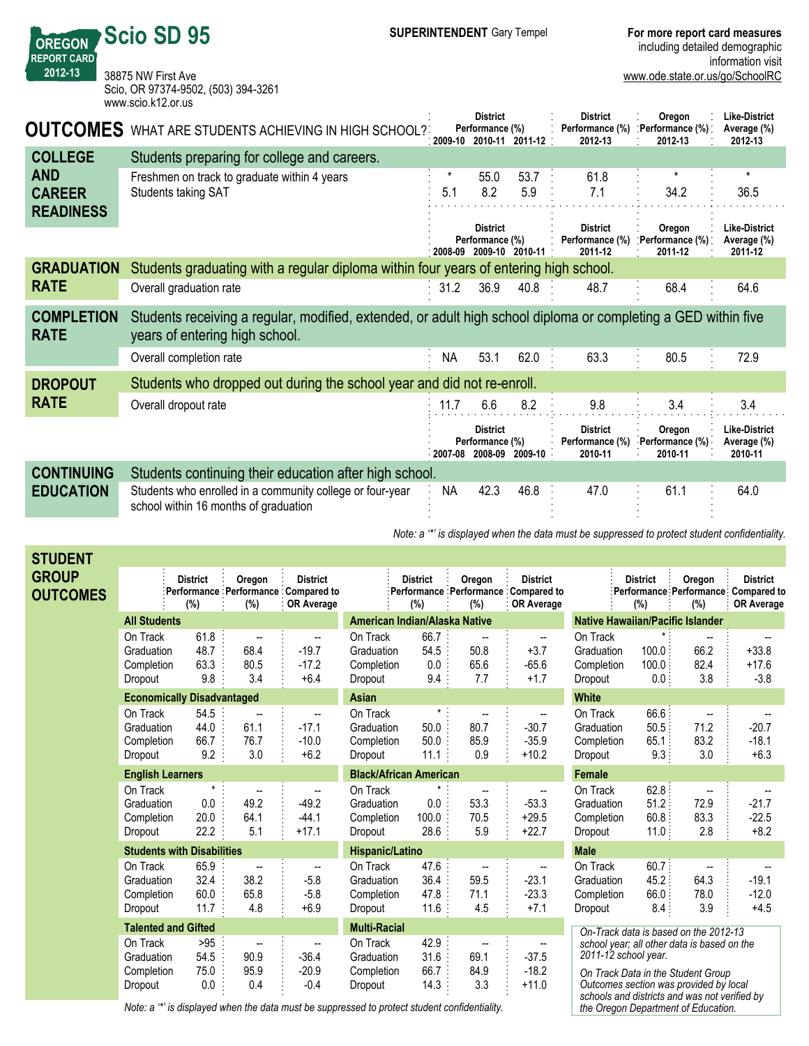# Scio SD 95

OREGON REPORT CARD 2012-13

38875 NW First Ave
Scio, OR 97374-9502, (503) 394-3261
www.scio.k12.or.us

**SUPERINTENDENT** Gary Tempel

**For more report card measures** including detailed demographic information visit www.ode.state.or.us/go/SchoolRC

## OUTCOMES WHAT ARE STUDENTS ACHIEVING IN HIGH SCHOOL?

### COLLEGE AND CAREER READINESS

Students preparing for college and careers.

| | District Performance (%) 2009-10 | 2010-11 | 2011-12 | District Performance (%) 2012-13 | Oregon Performance (%) 2012-13 | Like-District Average (%) 2012-13 |
|---|---|---|---|---|---|---|
| Freshmen on track to graduate within 4 years | * | 55.0 | 53.7 | 61.8 | * | * |
| Students taking SAT | 5.1 | 8.2 | 5.9 | 7.1 | 34.2 | 36.5 |

### GRADUATION RATE

Students graduating with a regular diploma within four years of entering high school.

| | District Performance (%) 2008-09 | 2009-10 | 2010-11 | District Performance (%) 2011-12 | Oregon Performance (%) 2011-12 | Like-District Average (%) 2011-12 |
|---|---|---|---|---|---|---|
| Overall graduation rate | 31.2 | 36.9 | 40.8 | 48.7 | 68.4 | 64.6 |

### COMPLETION RATE

Students receiving a regular, modified, extended, or adult high school diploma or completing a GED within five years of entering high school.

| | District Performance (%) 2008-09 | 2009-10 | 2010-11 | District Performance (%) 2011-12 | Oregon Performance (%) 2011-12 | Like-District Average (%) 2011-12 |
|---|---|---|---|---|---|---|
| Overall completion rate | NA | 53.1 | 62.0 | 63.3 | 80.5 | 72.9 |

### DROPOUT RATE

Students who dropped out during the school year and did not re-enroll.

| | District Performance (%) 2008-09 | 2009-10 | 2010-11 | District Performance (%) 2011-12 | Oregon Performance (%) 2011-12 | Like-District Average (%) 2011-12 |
|---|---|---|---|---|---|---|
| Overall dropout rate | 11.7 | 6.6 | 8.2 | 9.8 | 3.4 | 3.4 |

### CONTINUING EDUCATION

Students continuing their education after high school.

| | District Performance (%) 2007-08 | 2008-09 | 2009-10 | District Performance (%) 2010-11 | Oregon Performance (%) 2010-11 | Like-District Average (%) 2010-11 |
|---|---|---|---|---|---|---|
| Students who enrolled in a community college or four-year school within 16 months of graduation | NA | 42.3 | 46.8 | 47.0 | 61.1 | 64.0 |

*Note: a '*' is displayed when the data must be suppressed to protect student confidentiality.*

## STUDENT GROUP OUTCOMES

| Group | Measure | District Performance (%) | Oregon Performance (%) | District Compared to OR Average |
|---|---|---|---|---|
| **All Students** | On Track | 61.8 | -- | -- |
| | Graduation | 48.7 | 68.4 | -19.7 |
| | Completion | 63.3 | 80.5 | -17.2 |
| | Dropout | 9.8 | 3.4 | +6.4 |
| **Economically Disadvantaged** | On Track | 54.5 | -- | -- |
| | Graduation | 44.0 | 61.1 | -17.1 |
| | Completion | 66.7 | 76.7 | -10.0 |
| | Dropout | 9.2 | 3.0 | +6.2 |
| **English Learners** | On Track | * | -- | -- |
| | Graduation | 0.0 | 49.2 | -49.2 |
| | Completion | 20.0 | 64.1 | -44.1 |
| | Dropout | 22.2 | 5.1 | +17.1 |
| **Students with Disabilities** | On Track | 65.9 | -- | -- |
| | Graduation | 32.4 | 38.2 | -5.8 |
| | Completion | 60.0 | 65.8 | -5.8 |
| | Dropout | 11.7 | 4.8 | +6.9 |
| **Talented and Gifted** | On Track | >95 | -- | -- |
| | Graduation | 54.5 | 90.9 | -36.4 |
| | Completion | 75.0 | 95.9 | -20.9 |
| | Dropout | 0.0 | 0.4 | -0.4 |
| **American Indian/Alaska Native** | On Track | 66.7 | -- | -- |
| | Graduation | 54.5 | 50.8 | +3.7 |
| | Completion | 0.0 | 65.6 | -65.6 |
| | Dropout | 9.4 | 7.7 | +1.7 |
| **Asian** | On Track | * | -- | -- |
| | Graduation | 50.0 | 80.7 | -30.7 |
| | Completion | 50.0 | 85.9 | -35.9 |
| | Dropout | 11.1 | 0.9 | +10.2 |
| **Black/African American** | On Track | * | -- | -- |
| | Graduation | 0.0 | 53.3 | -53.3 |
| | Completion | 100.0 | 70.5 | +29.5 |
| | Dropout | 28.6 | 5.9 | +22.7 |
| **Hispanic/Latino** | On Track | 47.6 | -- | -- |
| | Graduation | 36.4 | 59.5 | -23.1 |
| | Completion | 47.8 | 71.1 | -23.3 |
| | Dropout | 11.6 | 4.5 | +7.1 |
| **Multi-Racial** | On Track | 42.9 | -- | -- |
| | Graduation | 31.6 | 69.1 | -37.5 |
| | Completion | 66.7 | 84.9 | -18.2 |
| | Dropout | 14.3 | 3.3 | +11.0 |
| **Native Hawaiian/Pacific Islander** | On Track | * | -- | -- |
| | Graduation | 100.0 | 66.2 | +33.8 |
| | Completion | 100.0 | 82.4 | +17.6 |
| | Dropout | 0.0 | 3.8 | -3.8 |
| **White** | On Track | 66.6 | -- | -- |
| | Graduation | 50.5 | 71.2 | -20.7 |
| | Completion | 65.1 | 83.2 | -18.1 |
| | Dropout | 9.3 | 3.0 | +6.3 |
| **Female** | On Track | 62.8 | -- | -- |
| | Graduation | 51.2 | 72.9 | -21.7 |
| | Completion | 60.8 | 83.3 | -22.5 |
| | Dropout | 11.0 | 2.8 | +8.2 |
| **Male** | On Track | 60.7 | -- | -- |
| | Graduation | 45.2 | 64.3 | -19.1 |
| | Completion | 66.0 | 78.0 | -12.0 |
| | Dropout | 8.4 | 3.9 | +4.5 |

*On-Track data is based on the 2012-13 school year; all other data is based on the 2011-12 school year.*

*On Track Data in the Student Group Outcomes section was provided by local schools and districts and was not verified by the Oregon Department of Education.*

*Note: a '*' is displayed when the data must be suppressed to protect student confidentiality.*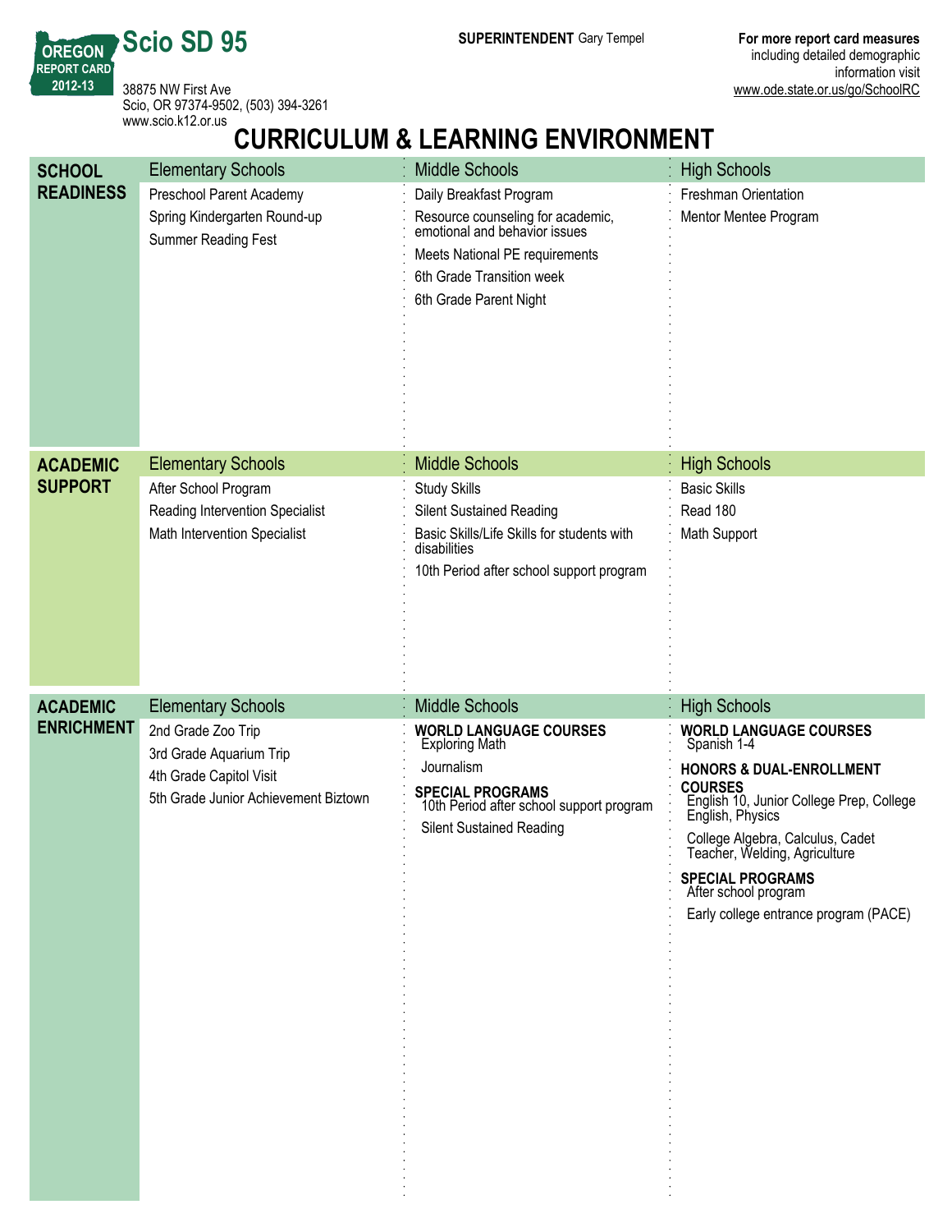**OREGON REPORT CARD 2012-13**

# Scio SD 95

38875 NW First Ave
Scio, OR 97374-9502, (503) 394-3261
www.scio.k12.or.us

**SUPERINTENDENT** Gary Tempel

**For more report card measures** including detailed demographic information visit www.ode.state.or.us/go/SchoolRC

## CURRICULUM & LEARNING ENVIRONMENT

### SCHOOL READINESS

| Elementary Schools | Middle Schools | High Schools |
|---|---|---|
| Preschool Parent Academy | Daily Breakfast Program | Freshman Orientation |
| Spring Kindergarten Round-up | Resource counseling for academic, emotional and behavior issues | Mentor Mentee Program |
| Summer Reading Fest | Meets National PE requirements | |
| | 6th Grade Transition week | |
| | 6th Grade Parent Night | |

### ACADEMIC SUPPORT

| Elementary Schools | Middle Schools | High Schools |
|---|---|---|
| After School Program | Study Skills | Basic Skills |
| Reading Intervention Specialist | Silent Sustained Reading | Read 180 |
| Math Intervention Specialist | Basic Skills/Life Skills for students with disabilities | Math Support |
| | 10th Period after school support program | |

### ACADEMIC ENRICHMENT

**Elementary Schools**
- 2nd Grade Zoo Trip
- 3rd Grade Aquarium Trip
- 4th Grade Capitol Visit
- 5th Grade Junior Achievement Biztown

**Middle Schools**

**WORLD LANGUAGE COURSES**
- Exploring Math
- Journalism

**SPECIAL PROGRAMS**
- 10th Period after school support program
- Silent Sustained Reading

**High Schools**

**WORLD LANGUAGE COURSES**
- Spanish 1-4

**HONORS & DUAL-ENROLLMENT COURSES**
- English 10, Junior College Prep, College English, Physics
- College Algebra, Calculus, Cadet Teacher, Welding, Agriculture

**SPECIAL PROGRAMS**
- After school program
- Early college entrance program (PACE)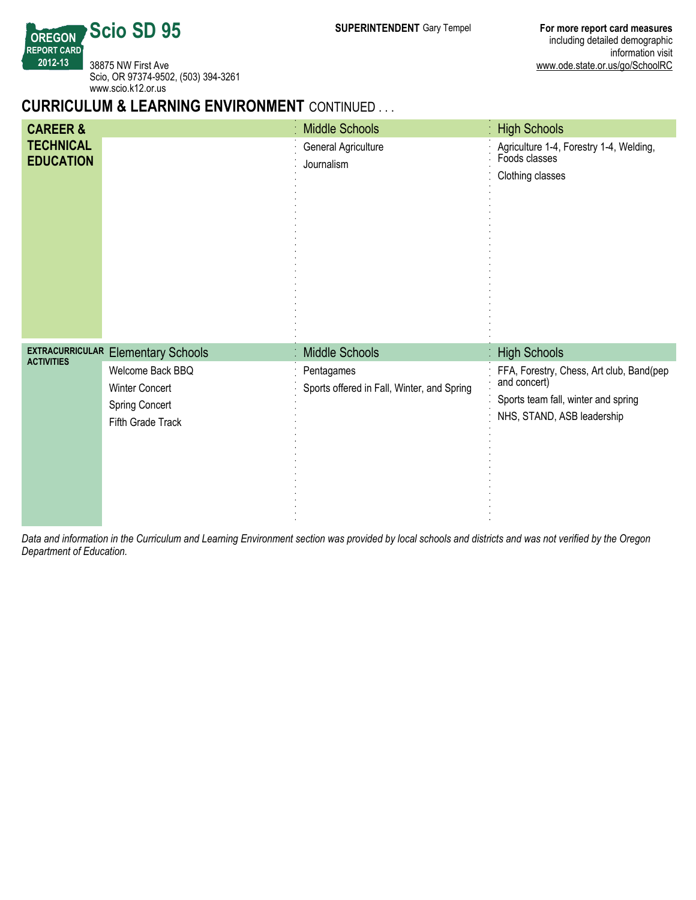# Scio SD 95

OREGON REPORT CARD 2012-13

38875 NW First Ave
Scio, OR 97374-9502, (503) 394-3261
www.scio.k12.or.us

**SUPERINTENDENT** Gary Tempel

**For more report card measures** including detailed demographic information visit www.ode.state.or.us/go/SchoolRC

## CURRICULUM & LEARNING ENVIRONMENT CONTINUED . . .

| CAREER & TECHNICAL EDUCATION | | Middle Schools | High Schools |
|---|---|---|---|
| | | General Agriculture<br>Journalism | Agriculture 1-4, Forestry 1-4, Welding, Foods classes<br>Clothing classes |

| EXTRACURRICULAR ACTIVITIES | Elementary Schools | Middle Schools | High Schools |
|---|---|---|---|
| | Welcome Back BBQ<br>Winter Concert<br>Spring Concert<br>Fifth Grade Track | Pentagames<br>Sports offered in Fall, Winter, and Spring | FFA, Forestry, Chess, Art club, Band(pep and concert)<br>Sports team fall, winter and spring<br>NHS, STAND, ASB leadership |

*Data and information in the Curriculum and Learning Environment section was provided by local schools and districts and was not verified by the Oregon Department of Education.*